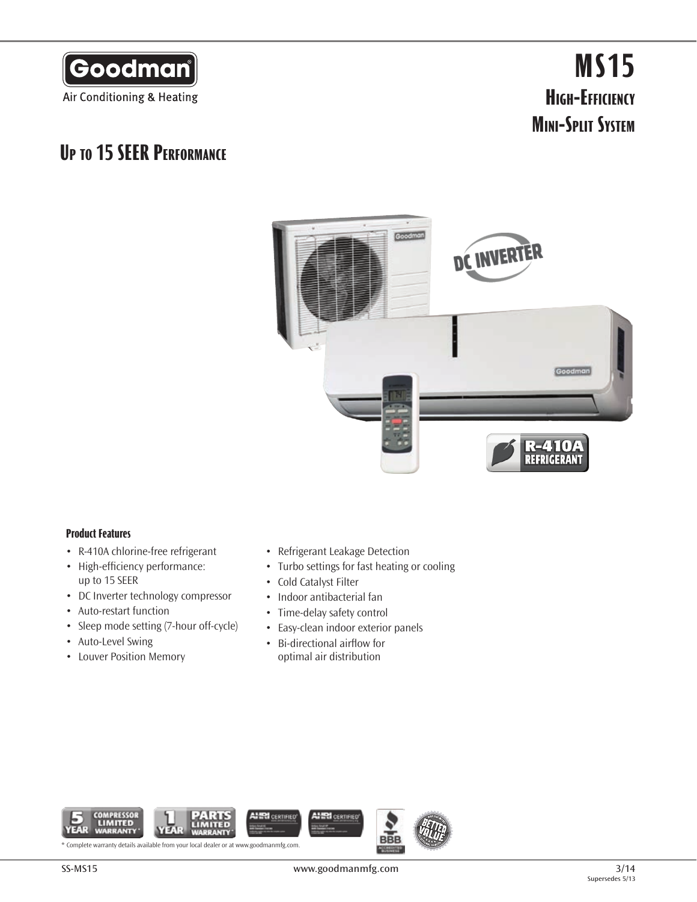Goodman

Air Conditioning & Heating

# MS15

## High-Efficiency Mini-Split System

## Up to 15 SEER Performance

DC INVERTER

R-410A REFRIGERANT

### Product Features

- R-410A chlorine-free refrigerant
- High-efficiency performance: up to 15 SEER
- DC Inverter technology compressor
- Auto-restart function
- Sleep mode setting (7-hour off-cycle)
- Auto-Level Swing
- Louver Position Memory
- Refrigerant Leakage Detection
- Turbo settings for fast heating or cooling
- Cold Catalyst Filter
- Indoor antibacterial fan
- Time-delay safety control
- Easy-clean indoor exterior panels
- Bi-directional airflow for optimal air distribution

5 YEAR COMPRESSOR LIMITED WARRANTY*

1 YEAR PARTS LIMITED WARRANTY*

\* Complete warranty details available from your local dealer or at www.goodmanmfg.com.

SS-MS15 | www.goodmanmfg.com | 3/14 Supersedes 5/13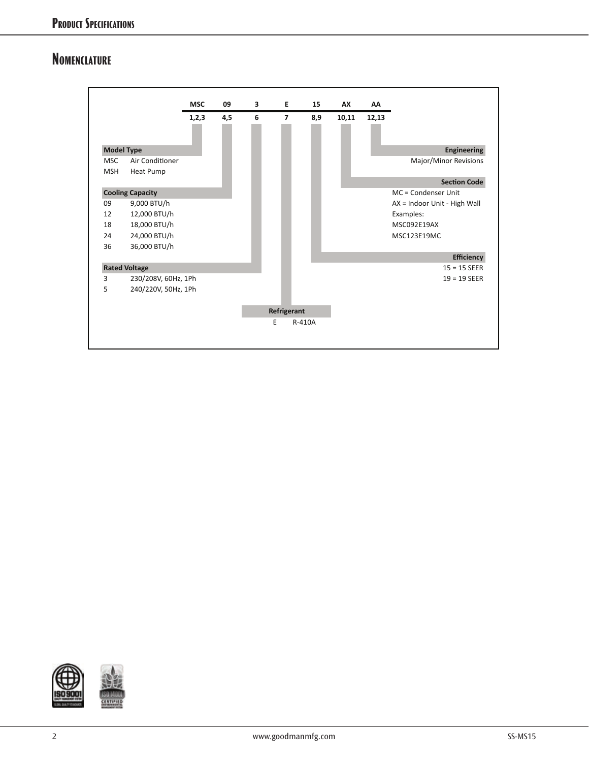## Nomenclature

| MSC | 09 | 3 | E | 15 | AX | AA |
|---|---|---|---|---|---|---|
| 1,2,3 | 4,5 | 6 | 7 | 8,9 | 10,11 | 12,13 |

**Model Type**

| Code | Description |
|---|---|
| MSC | Air Conditioner |
| MSH | Heat Pump |

**Cooling Capacity**

| Code | Capacity |
|---|---|
| 09 | 9,000 BTU/h |
| 12 | 12,000 BTU/h |
| 18 | 18,000 BTU/h |
| 24 | 24,000 BTU/h |
| 36 | 36,000 BTU/h |

**Rated Voltage**

| Code | Voltage |
|---|---|
| 3 | 230/208V, 60Hz, 1Ph |
| 5 | 240/220V, 50Hz, 1Ph |

**Refrigerant**

| Code | Refrigerant |
|---|---|
| E | R-410A |

**Efficiency**

15 = 15 SEER
19 = 19 SEER

**Section Code**

MC = Condenser Unit
AX = Indoor Unit - High Wall
Examples:
MSC092E19AX
MSC123E19MC

**Engineering**

Major/Minor Revisions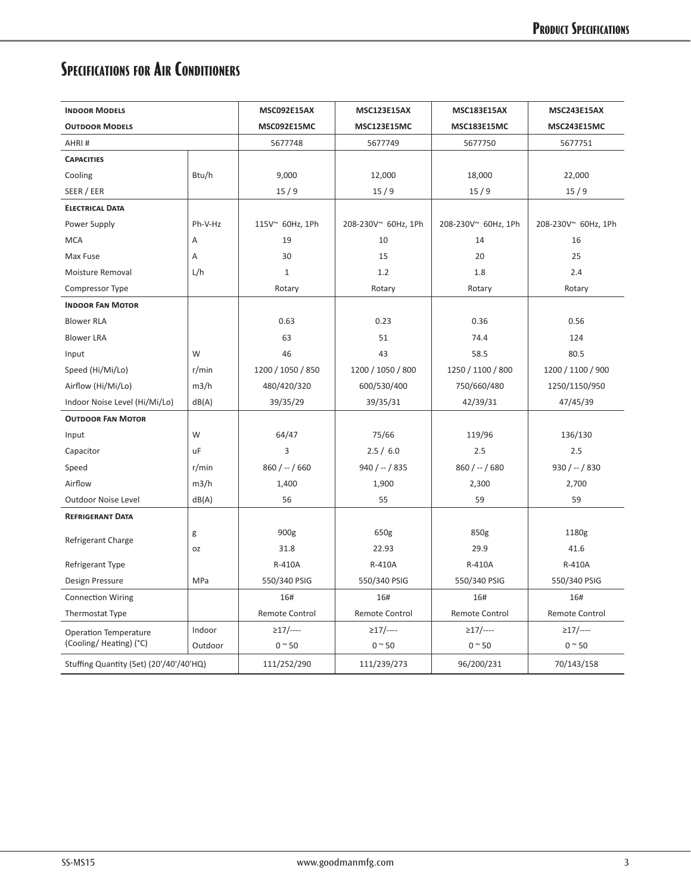# Specifications for Air Conditioners

| Indoor Models | | MSC092E15AX | MSC123E15AX | MSC183E15AX | MSC243E15AX |
|---|---|---|---|---|---|
| **Outdoor Models** | | **MSC092E15MC** | **MSC123E15MC** | **MSC183E15MC** | **MSC243E15MC** |
| AHRI # | | 5677748 | 5677749 | 5677750 | 5677751 |
| **Capacities** | | | | | |
| Cooling | Btu/h | 9,000 | 12,000 | 18,000 | 22,000 |
| SEER / EER | | 15 / 9 | 15 / 9 | 15 / 9 | 15 / 9 |
| **Electrical Data** | | | | | |
| Power Supply | Ph-V-Hz | 115V~ 60Hz, 1Ph | 208-230V~ 60Hz, 1Ph | 208-230V~ 60Hz, 1Ph | 208-230V~ 60Hz, 1Ph |
| MCA | A | 19 | 10 | 14 | 16 |
| Max Fuse | A | 30 | 15 | 20 | 25 |
| Moisture Removal | L/h | 1 | 1.2 | 1.8 | 2.4 |
| Compressor Type | | Rotary | Rotary | Rotary | Rotary |
| **Indoor Fan Motor** | | | | | |
| Blower RLA | | 0.63 | 0.23 | 0.36 | 0.56 |
| Blower LRA | | 63 | 51 | 74.4 | 124 |
| Input | W | 46 | 43 | 58.5 | 80.5 |
| Speed (Hi/Mi/Lo) | r/min | 1200 / 1050 / 850 | 1200 / 1050 / 800 | 1250 / 1100 / 800 | 1200 / 1100 / 900 |
| Airflow (Hi/Mi/Lo) | m3/h | 480/420/320 | 600/530/400 | 750/660/480 | 1250/1150/950 |
| Indoor Noise Level (Hi/Mi/Lo) | dB(A) | 39/35/29 | 39/35/31 | 42/39/31 | 47/45/39 |
| **Outdoor Fan Motor** | | | | | |
| Input | W | 64/47 | 75/66 | 119/96 | 136/130 |
| Capacitor | uF | 3 | 2.5 / 6.0 | 2.5 | 2.5 |
| Speed | r/min | 860 / -- / 660 | 940 / -- / 835 | 860 / -- / 680 | 930 / -- / 830 |
| Airflow | m3/h | 1,400 | 1,900 | 2,300 | 2,700 |
| Outdoor Noise Level | dB(A) | 56 | 55 | 59 | 59 |
| **Refrigerant Data** | | | | | |
| Refrigerant Charge | g | 900g | 650g | 850g | 1180g |
| | oz | 31.8 | 22.93 | 29.9 | 41.6 |
| Refrigerant Type | | R-410A | R-410A | R-410A | R-410A |
| Design Pressure | MPa | 550/340 PSIG | 550/340 PSIG | 550/340 PSIG | 550/340 PSIG |
| Connection Wiring | | 16# | 16# | 16# | 16# |
| Thermostat Type | | Remote Control | Remote Control | Remote Control | Remote Control |
| Operation Temperature (Cooling/ Heating) (°C) | Indoor | ≥17/---- | ≥17/---- | ≥17/---- | ≥17/---- |
| | Outdoor | 0 ~ 50 | 0 ~ 50 | 0 ~ 50 | 0 ~ 50 |
| Stuffing Quantity (Set) (20'/40'/40'HQ) | | 111/252/290 | 111/239/273 | 96/200/231 | 70/143/158 |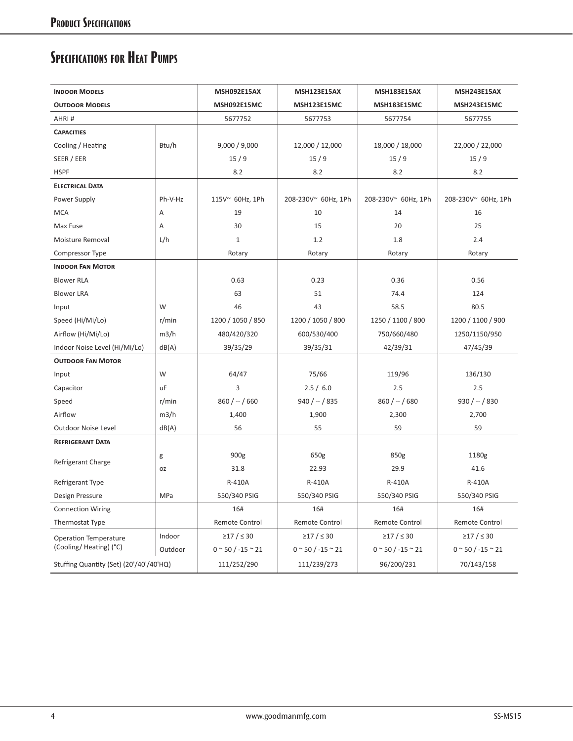## Specifications for Heat Pumps

| **Indoor Models** | | **MSH092E15AX** | **MSH123E15AX** | **MSH183E15AX** | **MSH243E15AX** |
|---|---|---|---|---|---|
| **Outdoor Models** | | **MSH092E15MC** | **MSH123E15MC** | **MSH183E15MC** | **MSH243E15MC** |
| AHRI # | | 5677752 | 5677753 | 5677754 | 5677755 |
| **Capacities** | | | | | |
| Cooling / Heating | Btu/h | 9,000 / 9,000 | 12,000 / 12,000 | 18,000 / 18,000 | 22,000 / 22,000 |
| SEER / EER | | 15 / 9 | 15 / 9 | 15 / 9 | 15 / 9 |
| HSPF | | 8.2 | 8.2 | 8.2 | 8.2 |
| **Electrical Data** | | | | | |
| Power Supply | Ph-V-Hz | 115V~ 60Hz, 1Ph | 208-230V~ 60Hz, 1Ph | 208-230V~ 60Hz, 1Ph | 208-230V~ 60Hz, 1Ph |
| MCA | A | 19 | 10 | 14 | 16 |
| Max Fuse | A | 30 | 15 | 20 | 25 |
| Moisture Removal | L/h | 1 | 1.2 | 1.8 | 2.4 |
| Compressor Type | | Rotary | Rotary | Rotary | Rotary |
| **Indoor Fan Motor** | | | | | |
| Blower RLA | | 0.63 | 0.23 | 0.36 | 0.56 |
| Blower LRA | | 63 | 51 | 74.4 | 124 |
| Input | W | 46 | 43 | 58.5 | 80.5 |
| Speed (Hi/Mi/Lo) | r/min | 1200 / 1050 / 850 | 1200 / 1050 / 800 | 1250 / 1100 / 800 | 1200 / 1100 / 900 |
| Airflow (Hi/Mi/Lo) | m3/h | 480/420/320 | 600/530/400 | 750/660/480 | 1250/1150/950 |
| Indoor Noise Level (Hi/Mi/Lo) | dB(A) | 39/35/29 | 39/35/31 | 42/39/31 | 47/45/39 |
| **Outdoor Fan Motor** | | | | | |
| Input | W | 64/47 | 75/66 | 119/96 | 136/130 |
| Capacitor | uF | 3 | 2.5 / 6.0 | 2.5 | 2.5 |
| Speed | r/min | 860 / -- / 660 | 940 / -- / 835 | 860 / -- / 680 | 930 / -- / 830 |
| Airflow | m3/h | 1,400 | 1,900 | 2,300 | 2,700 |
| Outdoor Noise Level | dB(A) | 56 | 55 | 59 | 59 |
| **Refrigerant Data** | | | | | |
| Refrigerant Charge | g | 900g | 650g | 850g | 1180g |
| | oz | 31.8 | 22.93 | 29.9 | 41.6 |
| Refrigerant Type | | R-410A | R-410A | R-410A | R-410A |
| Design Pressure | MPa | 550/340 PSIG | 550/340 PSIG | 550/340 PSIG | 550/340 PSIG |
| Connection Wiring | | 16# | 16# | 16# | 16# |
| Thermostat Type | | Remote Control | Remote Control | Remote Control | Remote Control |
| Operation Temperature (Cooling/ Heating) (°C) | Indoor | ≥17 / ≤ 30 | ≥17 / ≤ 30 | ≥17 / ≤ 30 | ≥17 / ≤ 30 |
| | Outdoor | 0 ~ 50 / -15 ~ 21 | 0 ~ 50 / -15 ~ 21 | 0 ~ 50 / -15 ~ 21 | 0 ~ 50 / -15 ~ 21 |
| Stuffing Quantity (Set) (20'/40'/40'HQ) | | 111/252/290 | 111/239/273 | 96/200/231 | 70/143/158 |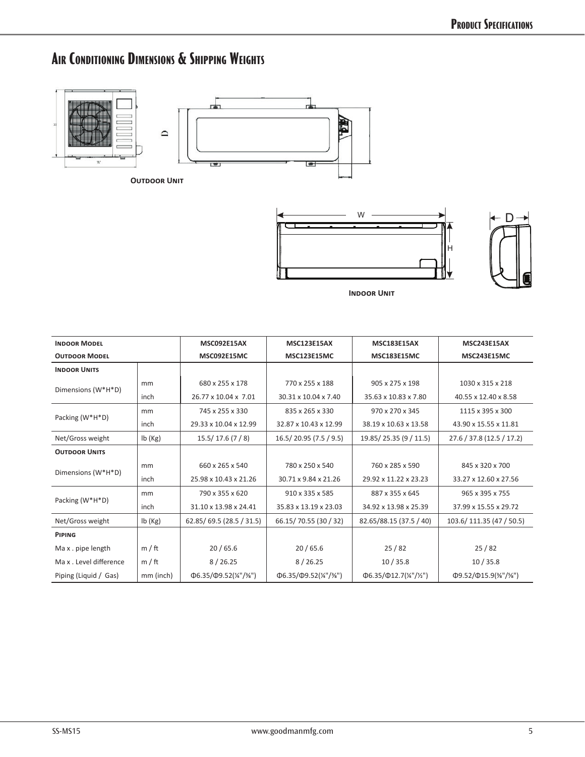# Air Conditioning Dimensions & Shipping Weights

**Outdoor Unit**

**Indoor Unit**

| **Indoor Model** | | **MSC092E15AX** | **MSC123E15AX** | **MSC183E15AX** | **MSC243E15AX** |
|---|---|---|---|---|---|
| **Outdoor Model** | | **MSC092E15MC** | **MSC123E15MC** | **MSC183E15MC** | **MSC243E15MC** |
| **Indoor Units** | | | | | |
| Dimensions (W*H*D) | mm | 680 x 255 x 178 | 770 x 255 x 188 | 905 x 275 x 198 | 1030 x 315 x 218 |
| | inch | 26.77 x 10.04 x 7.01 | 30.31 x 10.04 x 7.40 | 35.63 x 10.83 x 7.80 | 40.55 x 12.40 x 8.58 |
| Packing (W*H*D) | mm | 745 x 255 x 330 | 835 x 265 x 330 | 970 x 270 x 345 | 1115 x 395 x 300 |
| | inch | 29.33 x 10.04 x 12.99 | 32.87 x 10.43 x 12.99 | 38.19 x 10.63 x 13.58 | 43.90 x 15.55 x 11.81 |
| Net/Gross weight | lb (Kg) | 15.5/ 17.6 (7 / 8) | 16.5/ 20.95 (7.5 / 9.5) | 19.85/ 25.35 (9 / 11.5) | 27.6 / 37.8 (12.5 / 17.2) |
| **Outdoor Units** | | | | | |
| Dimensions (W*H*D) | mm | 660 x 265 x 540 | 780 x 250 x 540 | 760 x 285 x 590 | 845 x 320 x 700 |
| | inch | 25.98 x 10.43 x 21.26 | 30.71 x 9.84 x 21.26 | 29.92 x 11.22 x 23.23 | 33.27 x 12.60 x 27.56 |
| Packing (W*H*D) | mm | 790 x 355 x 620 | 910 x 335 x 585 | 887 x 355 x 645 | 965 x 395 x 755 |
| | inch | 31.10 x 13.98 x 24.41 | 35.83 x 13.19 x 23.03 | 34.92 x 13.98 x 25.39 | 37.99 x 15.55 x 29.72 |
| Net/Gross weight | lb (Kg) | 62.85/ 69.5 (28.5 / 31.5) | 66.15/ 70.55 (30 / 32) | 82.65/88.15 (37.5 / 40) | 103.6/ 111.35 (47 / 50.5) |
| **Piping** | | | | | |
| Ma x . pipe length | m / ft | 20 / 65.6 | 20 / 65.6 | 25 / 82 | 25 / 82 |
| Ma x . Level difference | m / ft | 8 / 26.25 | 8 / 26.25 | 10 / 35.8 | 10 / 35.8 |
| Piping (Liquid / Gas) | mm (inch) | Φ6.35/Φ9.52(¼"/⅜") | Φ6.35/Φ9.52(¼"/⅜") | Φ6.35/Φ12.7(¼"/½") | Φ9.52/Φ15.9(⅜"/⅝") |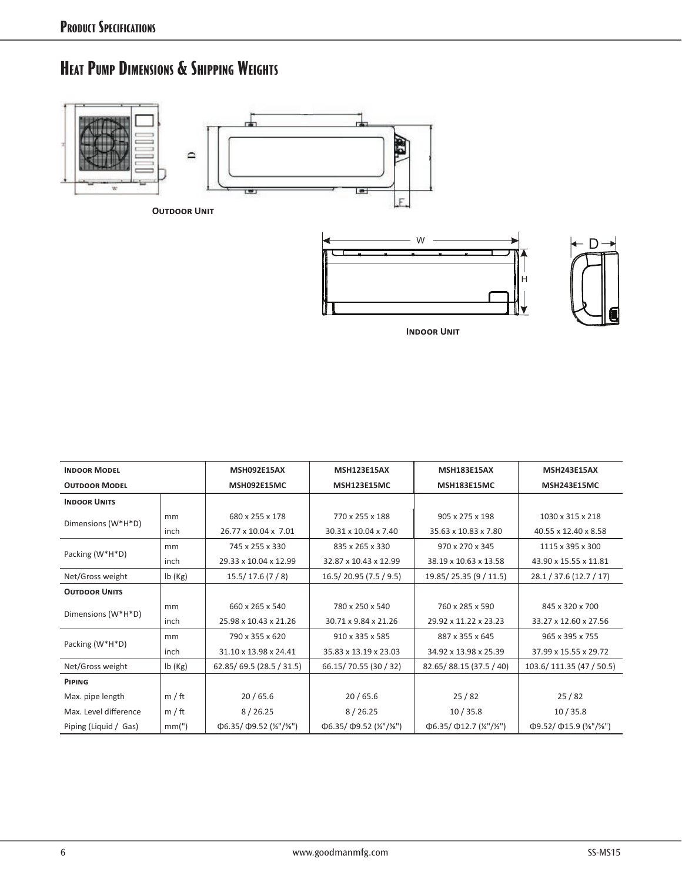## Heat Pump Dimensions & Shipping Weights

**Outdoor Unit**

**Indoor Unit**

| Indoor Model | | MSH092E15AX | MSH123E15AX | MSH183E15AX | MSH243E15AX |
|---|---|---|---|---|---|
| **Outdoor Model** | | **MSH092E15MC** | **MSH123E15MC** | **MSH183E15MC** | **MSH243E15MC** |
| **Indoor Units** | | | | | |
| Dimensions (W*H*D) | mm | 680 x 255 x 178 | 770 x 255 x 188 | 905 x 275 x 198 | 1030 x 315 x 218 |
| | inch | 26.77 x 10.04 x 7.01 | 30.31 x 10.04 x 7.40 | 35.63 x 10.83 x 7.80 | 40.55 x 12.40 x 8.58 |
| Packing (W*H*D) | mm | 745 x 255 x 330 | 835 x 265 x 330 | 970 x 270 x 345 | 1115 x 395 x 300 |
| | inch | 29.33 x 10.04 x 12.99 | 32.87 x 10.43 x 12.99 | 38.19 x 10.63 x 13.58 | 43.90 x 15.55 x 11.81 |
| Net/Gross weight | lb (Kg) | 15.5/ 17.6 (7 / 8) | 16.5/ 20.95 (7.5 / 9.5) | 19.85/ 25.35 (9 / 11.5) | 28.1 / 37.6 (12.7 / 17) |
| **Outdoor Units** | | | | | |
| Dimensions (W*H*D) | mm | 660 x 265 x 540 | 780 x 250 x 540 | 760 x 285 x 590 | 845 x 320 x 700 |
| | inch | 25.98 x 10.43 x 21.26 | 30.71 x 9.84 x 21.26 | 29.92 x 11.22 x 23.23 | 33.27 x 12.60 x 27.56 |
| Packing (W*H*D) | mm | 790 x 355 x 620 | 910 x 335 x 585 | 887 x 355 x 645 | 965 x 395 x 755 |
| | inch | 31.10 x 13.98 x 24.41 | 35.83 x 13.19 x 23.03 | 34.92 x 13.98 x 25.39 | 37.99 x 15.55 x 29.72 |
| Net/Gross weight | lb (Kg) | 62.85/ 69.5 (28.5 / 31.5) | 66.15/ 70.55 (30 / 32) | 82.65/ 88.15 (37.5 / 40) | 103.6/ 111.35 (47 / 50.5) |
| **Piping** | | | | | |
| Max. pipe length | m / ft | 20 / 65.6 | 20 / 65.6 | 25 / 82 | 25 / 82 |
| Max. Level difference | m / ft | 8 / 26.25 | 8 / 26.25 | 10 / 35.8 | 10 / 35.8 |
| Piping (Liquid / Gas) | mm(") | Φ6.35/ Φ9.52 (¼"/⅜") | Φ6.35/ Φ9.52 (¼"/⅜") | Φ6.35/ Φ12.7 (¼"/½") | Φ9.52/ Φ15.9 (⅜"/⅝") |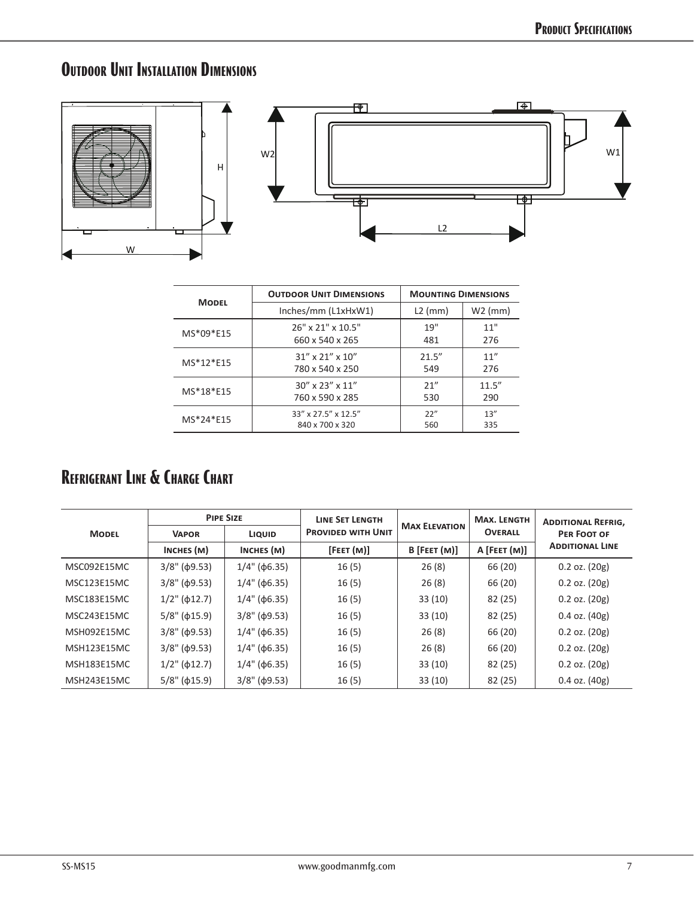## Outdoor Unit Installation Dimensions

| Model | Outdoor Unit Dimensions | Mounting Dimensions | |
|---|---|---|---|
| | Inches/mm (L1xHxW1) | L2 (mm) | W2 (mm) |
| MS*09*E15 | 26" x 21" x 10.5"<br>660 x 540 x 265 | 19"<br>481 | 11"<br>276 |
| MS*12*E15 | 31" x 21" x 10"<br>780 x 540 x 250 | 21.5"<br>549 | 11"<br>276 |
| MS*18*E15 | 30" x 23" x 11"<br>760 x 590 x 285 | 21"<br>530 | 11.5"<br>290 |
| MS*24*E15 | 33" x 27.5" x 12.5"<br>840 x 700 x 320 | 22"<br>560 | 13"<br>335 |

## Refrigerant Line & Charge Chart

| Model | Pipe Size | | Line Set Length Provided with Unit | Max Elevation | Max. Length Overall | Additional Refrig, Per Foot of Additional Line |
|---|---|---|---|---|---|---|
| | Vapor | Liquid | | | | |
| | Inches (m) | Inches (m) | [Feet (m)] | B [Feet (m)] | A [Feet (m)] | |
| MSC092E15MC | 3/8" (ϕ9.53) | 1/4" (ϕ6.35) | 16 (5) | 26 (8) | 66 (20) | 0.2 oz. (20g) |
| MSC123E15MC | 3/8" (ϕ9.53) | 1/4" (ϕ6.35) | 16 (5) | 26 (8) | 66 (20) | 0.2 oz. (20g) |
| MSC183E15MC | 1/2" (ϕ12.7) | 1/4" (ϕ6.35) | 16 (5) | 33 (10) | 82 (25) | 0.2 oz. (20g) |
| MSC243E15MC | 5/8" (ϕ15.9) | 3/8" (ϕ9.53) | 16 (5) | 33 (10) | 82 (25) | 0.4 oz. (40g) |
| MSH092E15MC | 3/8" (ϕ9.53) | 1/4" (ϕ6.35) | 16 (5) | 26 (8) | 66 (20) | 0.2 oz. (20g) |
| MSH123E15MC | 3/8" (ϕ9.53) | 1/4" (ϕ6.35) | 16 (5) | 26 (8) | 66 (20) | 0.2 oz. (20g) |
| MSH183E15MC | 1/2" (ϕ12.7) | 1/4" (ϕ6.35) | 16 (5) | 33 (10) | 82 (25) | 0.2 oz. (20g) |
| MSH243E15MC | 5/8" (ϕ15.9) | 3/8" (ϕ9.53) | 16 (5) | 33 (10) | 82 (25) | 0.4 oz. (40g) |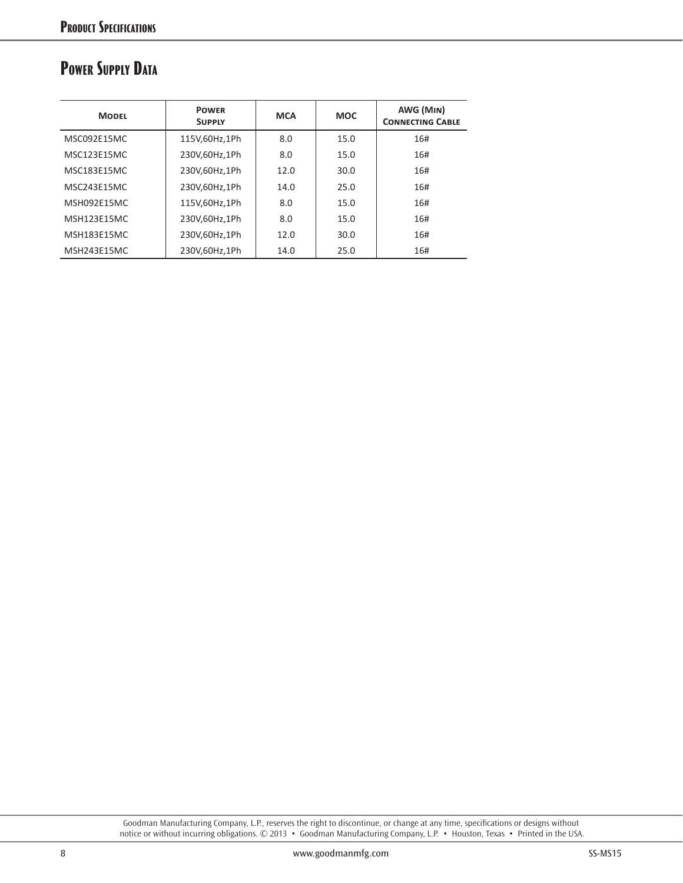## Power Supply Data

| Model | Power Supply | MCA | MOC | AWG (Min) Connecting Cable |
|---|---|---|---|---|
| MSC092E15MC | 115V,60Hz,1Ph | 8.0 | 15.0 | 16# |
| MSC123E15MC | 230V,60Hz,1Ph | 8.0 | 15.0 | 16# |
| MSC183E15MC | 230V,60Hz,1Ph | 12.0 | 30.0 | 16# |
| MSC243E15MC | 230V,60Hz,1Ph | 14.0 | 25.0 | 16# |
| MSH092E15MC | 115V,60Hz,1Ph | 8.0 | 15.0 | 16# |
| MSH123E15MC | 230V,60Hz,1Ph | 8.0 | 15.0 | 16# |
| MSH183E15MC | 230V,60Hz,1Ph | 12.0 | 30.0 | 16# |
| MSH243E15MC | 230V,60Hz,1Ph | 14.0 | 25.0 | 16# |

Goodman Manufacturing Company, L.P., reserves the right to discontinue, or change at any time, specifications or designs without notice or without incurring obligations. © 2013 • Goodman Manufacturing Company, L.P. • Houston, Texas • Printed in the USA.